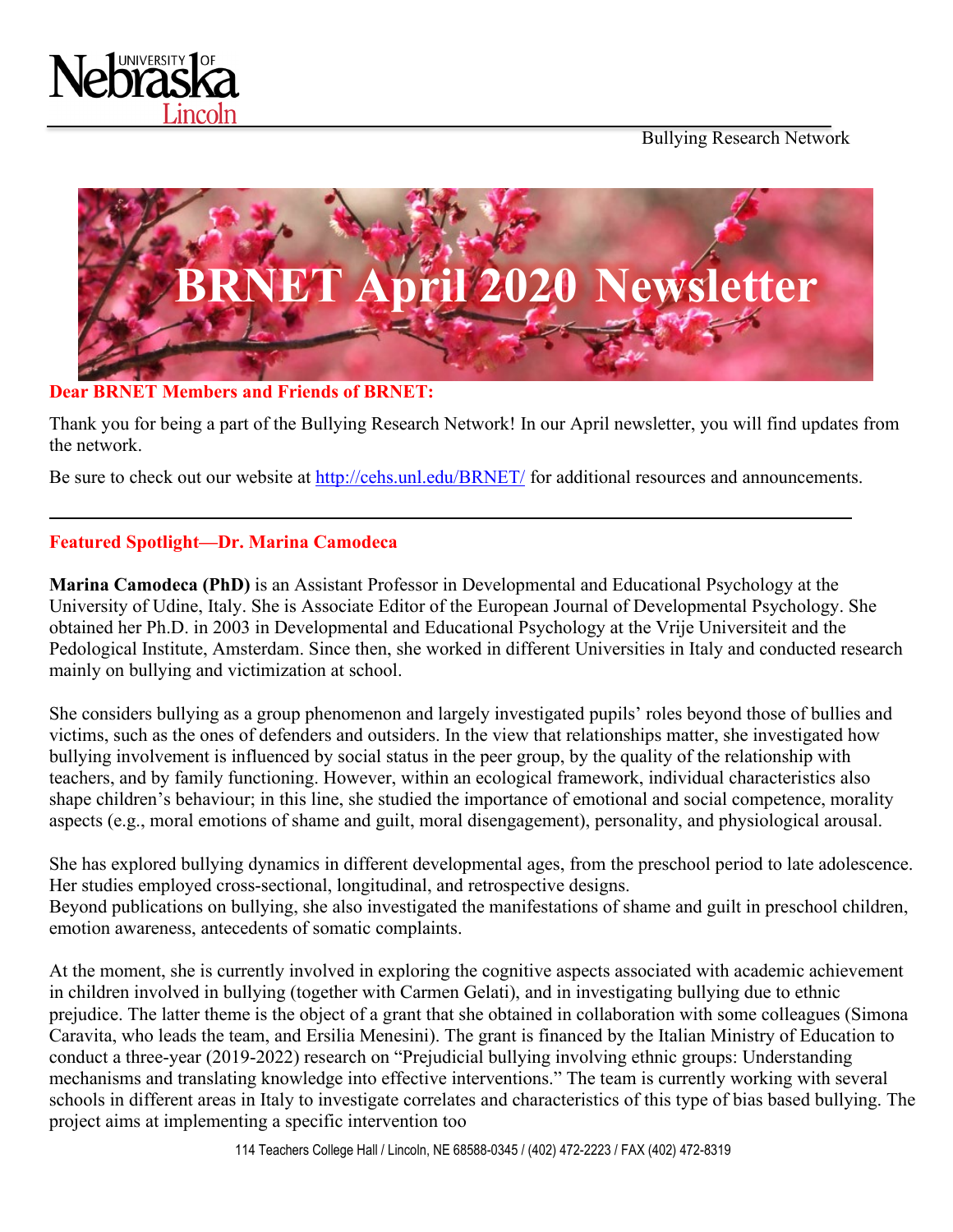Bullying Research Network

# BRNET April 2020 Newsletter

**Dear BRNET Members and Friends of BRNET:**

Thank you for being a part of the Bullying Research Network! In our April newsletter, you will find updates from the network.

Be sure to check out our website at http://cehs.unl.edu/BRNET/ for additional resources and announcements.

---

## Featured Spotlight—Dr. Marina Camodeca

**Marina Camodeca (PhD)** is an Assistant Professor in Developmental and Educational Psychology at the University of Udine, Italy. She is Associate Editor of the European Journal of Developmental Psychology. She obtained her Ph.D. in 2003 in Developmental and Educational Psychology at the Vrije Universiteit and the Pedological Institute, Amsterdam. Since then, she worked in different Universities in Italy and conducted research mainly on bullying and victimization at school.

She considers bullying as a group phenomenon and largely investigated pupils' roles beyond those of bullies and victims, such as the ones of defenders and outsiders. In the view that relationships matter, she investigated how bullying involvement is influenced by social status in the peer group, by the quality of the relationship with teachers, and by family functioning. However, within an ecological framework, individual characteristics also shape children's behaviour; in this line, she studied the importance of emotional and social competence, morality aspects (e.g., moral emotions of shame and guilt, moral disengagement), personality, and physiological arousal.

She has explored bullying dynamics in different developmental ages, from the preschool period to late adolescence. Her studies employed cross-sectional, longitudinal, and retrospective designs.
Beyond publications on bullying, she also investigated the manifestations of shame and guilt in preschool children, emotion awareness, antecedents of somatic complaints.

At the moment, she is currently involved in exploring the cognitive aspects associated with academic achievement in children involved in bullying (together with Carmen Gelati), and in investigating bullying due to ethnic prejudice. The latter theme is the object of a grant that she obtained in collaboration with some colleagues (Simona Caravita, who leads the team, and Ersilia Menesini). The grant is financed by the Italian Ministry of Education to conduct a three-year (2019-2022) research on "Prejudicial bullying involving ethnic groups: Understanding mechanisms and translating knowledge into effective interventions." The team is currently working with several schools in different areas in Italy to investigate correlates and characteristics of this type of bias based bullying. The project aims at implementing a specific intervention too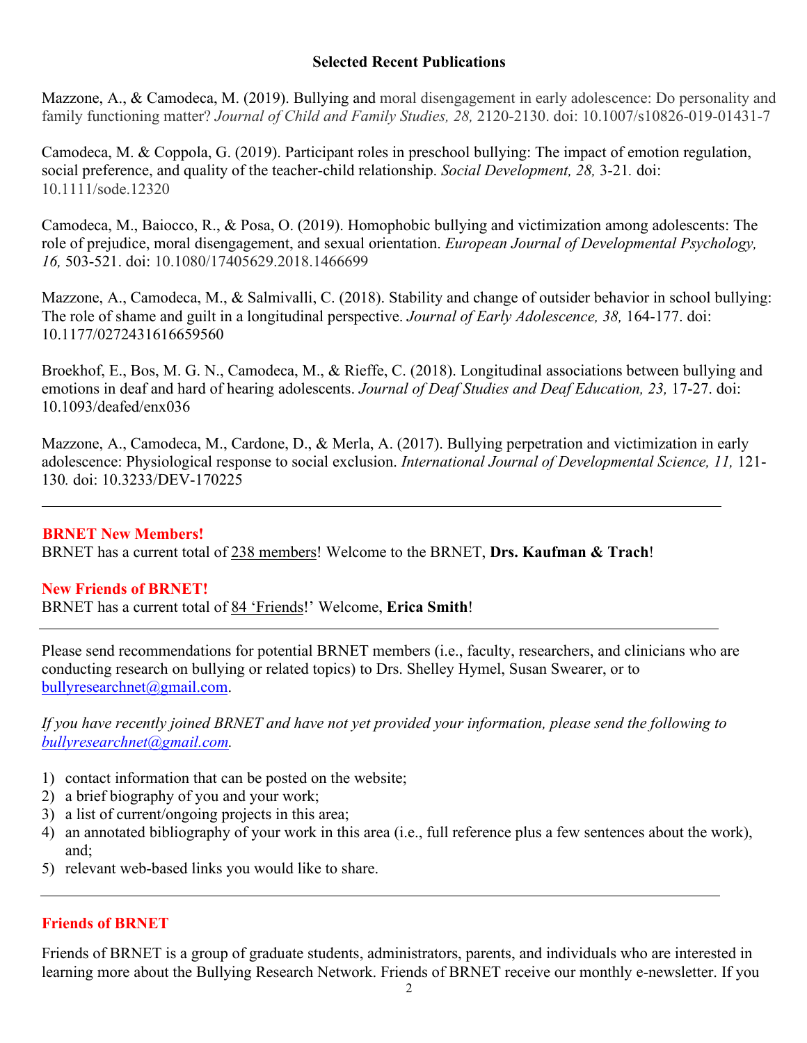**Selected Recent Publications**

Mazzone, A., & Camodeca, M. (2019). Bullying and moral disengagement in early adolescence: Do personality and family functioning matter? *Journal of Child and Family Studies, 28,* 2120-2130. doi: 10.1007/s10826-019-01431-7

Camodeca, M. & Coppola, G. (2019). Participant roles in preschool bullying: The impact of emotion regulation, social preference, and quality of the teacher-child relationship. *Social Development, 28,* 3-21. doi: 10.1111/sode.12320

Camodeca, M., Baiocco, R., & Posa, O. (2019). Homophobic bullying and victimization among adolescents: The role of prejudice, moral disengagement, and sexual orientation. *European Journal of Developmental Psychology, 16,* 503-521. doi: 10.1080/17405629.2018.1466699

Mazzone, A., Camodeca, M., & Salmivalli, C. (2018). Stability and change of outsider behavior in school bullying: The role of shame and guilt in a longitudinal perspective. *Journal of Early Adolescence, 38,* 164-177. doi: 10.1177/0272431616659560

Broekhof, E., Bos, M. G. N., Camodeca, M., & Rieffe, C. (2018). Longitudinal associations between bullying and emotions in deaf and hard of hearing adolescents. *Journal of Deaf Studies and Deaf Education, 23,* 17-27. doi: 10.1093/deafed/enx036

Mazzone, A., Camodeca, M., Cardone, D., & Merla, A. (2017). Bullying perpetration and victimization in early adolescence: Physiological response to social exclusion. *International Journal of Developmental Science, 11,* 121-130*.* doi: 10.3233/DEV-170225

---

**BRNET New Members!**

BRNET has a current total of 238 members! Welcome to the BRNET, **Drs. Kaufman & Trach**!

**New Friends of BRNET!**

BRNET has a current total of 84 'Friends!' Welcome, **Erica Smith**!

---

Please send recommendations for potential BRNET members (i.e., faculty, researchers, and clinicians who are conducting research on bullying or related topics) to Drs. Shelley Hymel, Susan Swearer, or to bullyresearchnet@gmail.com.

*If you have recently joined BRNET and have not yet provided your information, please send the following to bullyresearchnet@gmail.com.*

1) contact information that can be posted on the website;
2) a brief biography of you and your work;
3) a list of current/ongoing projects in this area;
4) an annotated bibliography of your work in this area (i.e., full reference plus a few sentences about the work), and;
5) relevant web-based links you would like to share.

---

**Friends of BRNET**

Friends of BRNET is a group of graduate students, administrators, parents, and individuals who are interested in learning more about the Bullying Research Network. Friends of BRNET receive our monthly e-newsletter. If you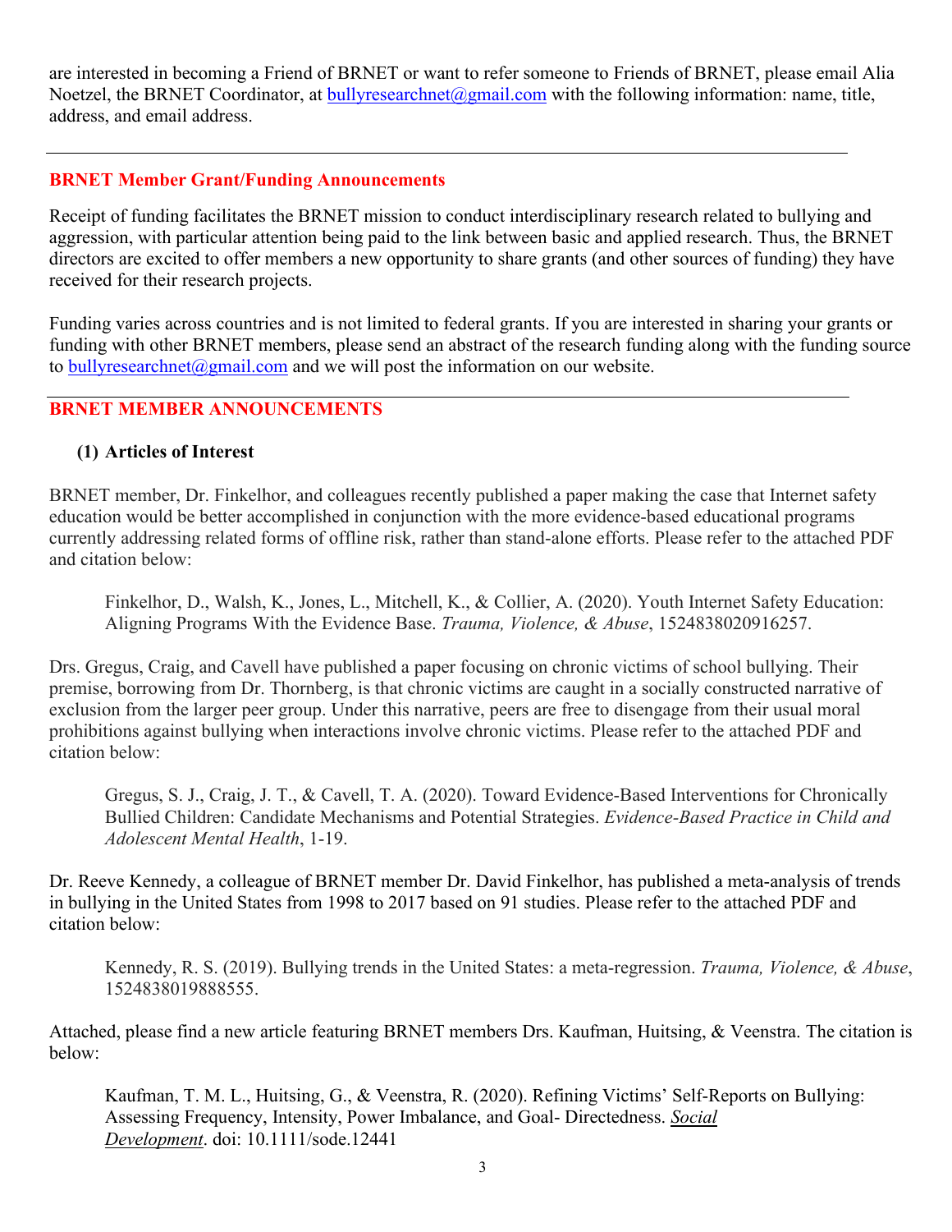are interested in becoming a Friend of BRNET or want to refer someone to Friends of BRNET, please email Alia Noetzel, the BRNET Coordinator, at bullyresearchnet@gmail.com with the following information: name, title, address, and email address.

---

## BRNET Member Grant/Funding Announcements

Receipt of funding facilitates the BRNET mission to conduct interdisciplinary research related to bullying and aggression, with particular attention being paid to the link between basic and applied research. Thus, the BRNET directors are excited to offer members a new opportunity to share grants (and other sources of funding) they have received for their research projects.

Funding varies across countries and is not limited to federal grants. If you are interested in sharing your grants or funding with other BRNET members, please send an abstract of the research funding along with the funding source to bullyresearchnet@gmail.com and we will post the information on our website.

---

## BRNET MEMBER ANNOUNCEMENTS

### (1) Articles of Interest

BRNET member, Dr. Finkelhor, and colleagues recently published a paper making the case that Internet safety education would be better accomplished in conjunction with the more evidence-based educational programs currently addressing related forms of offline risk, rather than stand-alone efforts. Please refer to the attached PDF and citation below:

> Finkelhor, D., Walsh, K., Jones, L., Mitchell, K., & Collier, A. (2020). Youth Internet Safety Education: Aligning Programs With the Evidence Base. *Trauma, Violence, & Abuse*, 1524838020916257.

Drs. Gregus, Craig, and Cavell have published a paper focusing on chronic victims of school bullying. Their premise, borrowing from Dr. Thornberg, is that chronic victims are caught in a socially constructed narrative of exclusion from the larger peer group. Under this narrative, peers are free to disengage from their usual moral prohibitions against bullying when interactions involve chronic victims. Please refer to the attached PDF and citation below:

> Gregus, S. J., Craig, J. T., & Cavell, T. A. (2020). Toward Evidence-Based Interventions for Chronically Bullied Children: Candidate Mechanisms and Potential Strategies. *Evidence-Based Practice in Child and Adolescent Mental Health*, 1-19.

Dr. Reeve Kennedy, a colleague of BRNET member Dr. David Finkelhor, has published a meta-analysis of trends in bullying in the United States from 1998 to 2017 based on 91 studies. Please refer to the attached PDF and citation below:

> Kennedy, R. S. (2019). Bullying trends in the United States: a meta-regression. *Trauma, Violence, & Abuse*, 1524838019888555.

Attached, please find a new article featuring BRNET members Drs. Kaufman, Huitsing, & Veenstra. The citation is below:

> Kaufman, T. M. L., Huitsing, G., & Veenstra, R. (2020). Refining Victims' Self-Reports on Bullying: Assessing Frequency, Intensity, Power Imbalance, and Goal- Directedness. *Social Development*. doi: 10.1111/sode.12441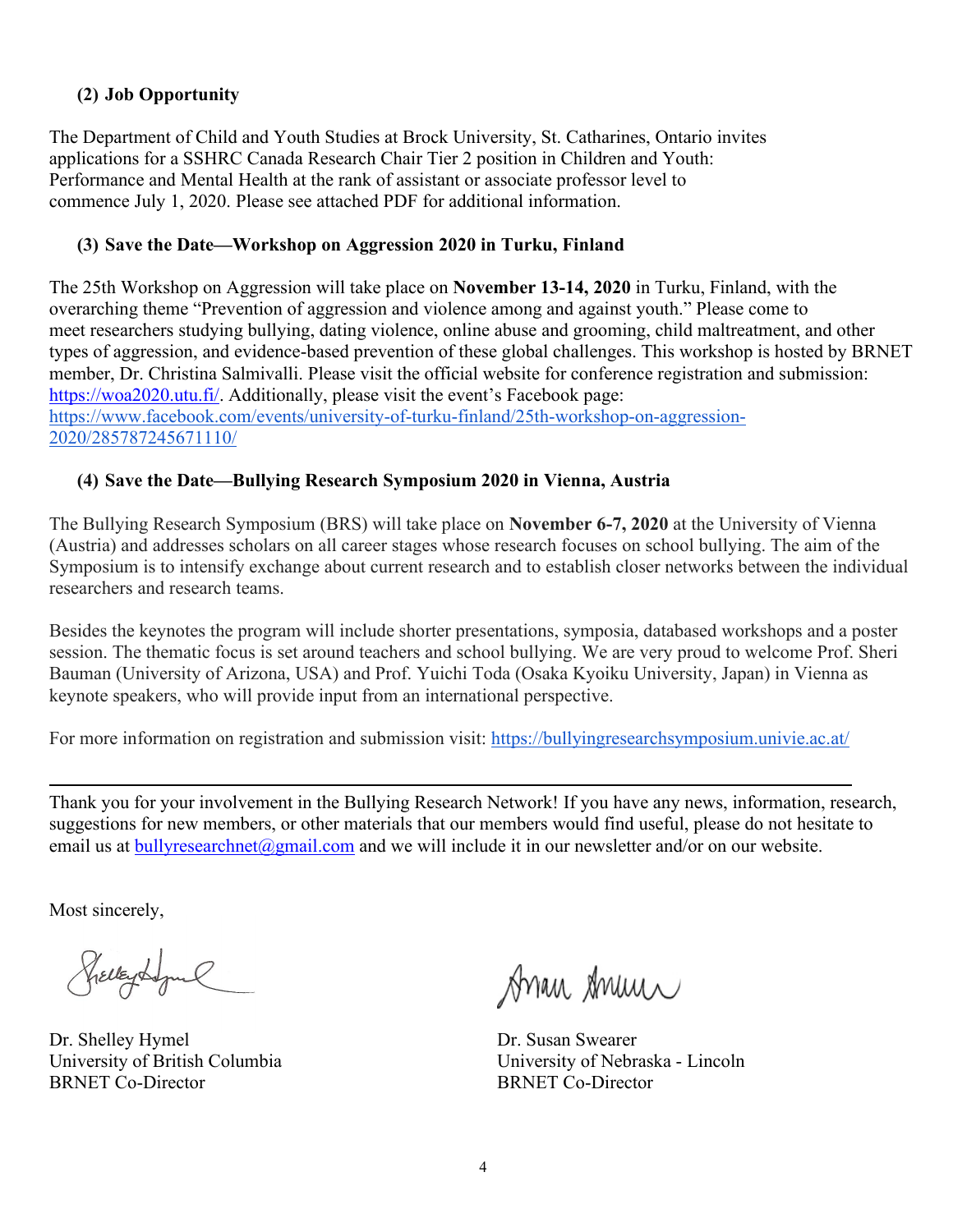**(2) Job Opportunity**

The Department of Child and Youth Studies at Brock University, St. Catharines, Ontario invites applications for a SSHRC Canada Research Chair Tier 2 position in Children and Youth: Performance and Mental Health at the rank of assistant or associate professor level to commence July 1, 2020. Please see attached PDF for additional information.

**(3) Save the Date—Workshop on Aggression 2020 in Turku, Finland**

The 25th Workshop on Aggression will take place on **November 13-14, 2020** in Turku, Finland, with the overarching theme "Prevention of aggression and violence among and against youth." Please come to meet researchers studying bullying, dating violence, online abuse and grooming, child maltreatment, and other types of aggression, and evidence-based prevention of these global challenges. This workshop is hosted by BRNET member, Dr. Christina Salmivalli. Please visit the official website for conference registration and submission: https://woa2020.utu.fi/. Additionally, please visit the event's Facebook page: https://www.facebook.com/events/university-of-turku-finland/25th-workshop-on-aggression-2020/285787245671110/

**(4) Save the Date—Bullying Research Symposium 2020 in Vienna, Austria**

The Bullying Research Symposium (BRS) will take place on **November 6-7, 2020** at the University of Vienna (Austria) and addresses scholars on all career stages whose research focuses on school bullying. The aim of the Symposium is to intensify exchange about current research and to establish closer networks between the individual researchers and research teams.

Besides the keynotes the program will include shorter presentations, symposia, databased workshops and a poster session. The thematic focus is set around teachers and school bullying. We are very proud to welcome Prof. Sheri Bauman (University of Arizona, USA) and Prof. Yuichi Toda (Osaka Kyoiku University, Japan) in Vienna as keynote speakers, who will provide input from an international perspective.

For more information on registration and submission visit: https://bullyingresearchsymposium.univie.ac.at/

---

Thank you for your involvement in the Bullying Research Network! If you have any news, information, research, suggestions for new members, or other materials that our members would find useful, please do not hesitate to email us at bullyresearchnet@gmail.com and we will include it in our newsletter and/or on our website.

Most sincerely,

Dr. Shelley Hymel
University of British Columbia
BRNET Co-Director

Dr. Susan Swearer
University of Nebraska - Lincoln
BRNET Co-Director